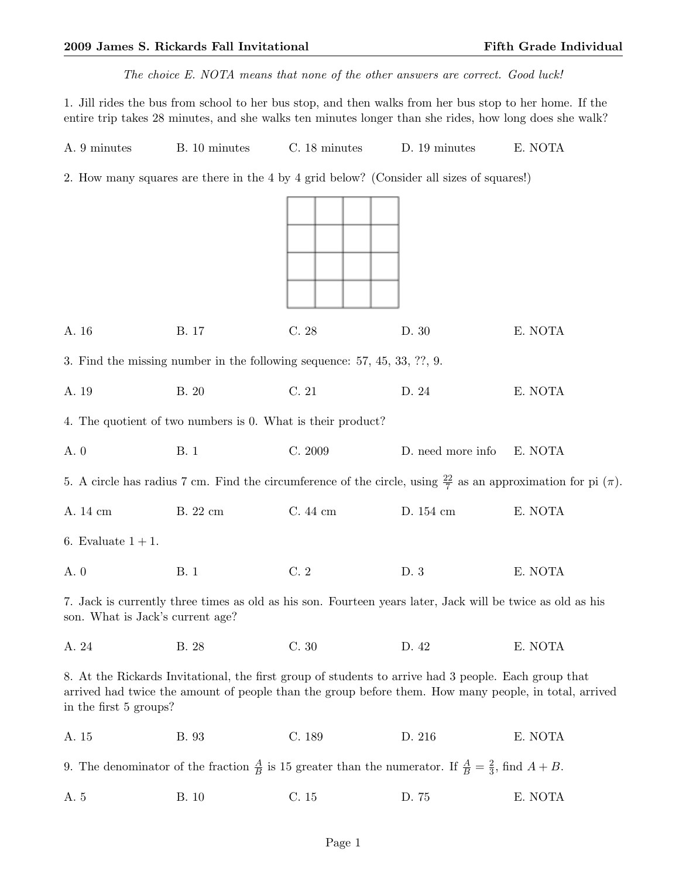*The choice E. NOTA means that none of the other answers are correct. Good luck!*

1. Jill rides the bus from school to her bus stop, and then walks from her bus stop to her home. If the entire trip takes 28 minutes, and she walks ten minutes longer than she rides, how long does she walk?

A. 9 minutes B. 10 minutes C. 18 minutes D. 19 minutes E. NOTA

2. How many squares are there in the 4 by 4 grid below? (Consider all sizes of squares!)

A. 16 B. 17 C. 28 D. 30 E. NOTA

3. Find the missing number in the following sequence: 57, 45, 33, ??, 9.

A. 19 B. 20 C. 21 D. 24 E. NOTA

4. The quotient of two numbers is 0. What is their product?

A. 0 B. 1 C. 2009 D. need more info E. NOTA

5. A circle has radius 7 cm. Find the circumference of the circle, using $\frac{22}{7}$ as an approximation for pi ($\pi$).

A. 14 cm B. 22 cm C. 44 cm D. 154 cm E. NOTA

6. Evaluate $1 + 1$.

A. 0 B. 1 C. 2 D. 3 E. NOTA

7. Jack is currently three times as old as his son. Fourteen years later, Jack will be twice as old as his son. What is Jack's current age?

A. 24 B. 28 C. 30 D. 42 E. NOTA

8. At the Rickards Invitational, the first group of students to arrive had 3 people. Each group that arrived had twice the amount of people than the group before them. How many people, in total, arrived in the first 5 groups?

A. 15 B. 93 C. 189 D. 216 E. NOTA

9. The denominator of the fraction $\frac{A}{B}$ is 15 greater than the numerator. If $\frac{A}{B} = \frac{2}{3}$, find $A + B$.

A. 5 B. 10 C. 15 D. 75 E. NOTA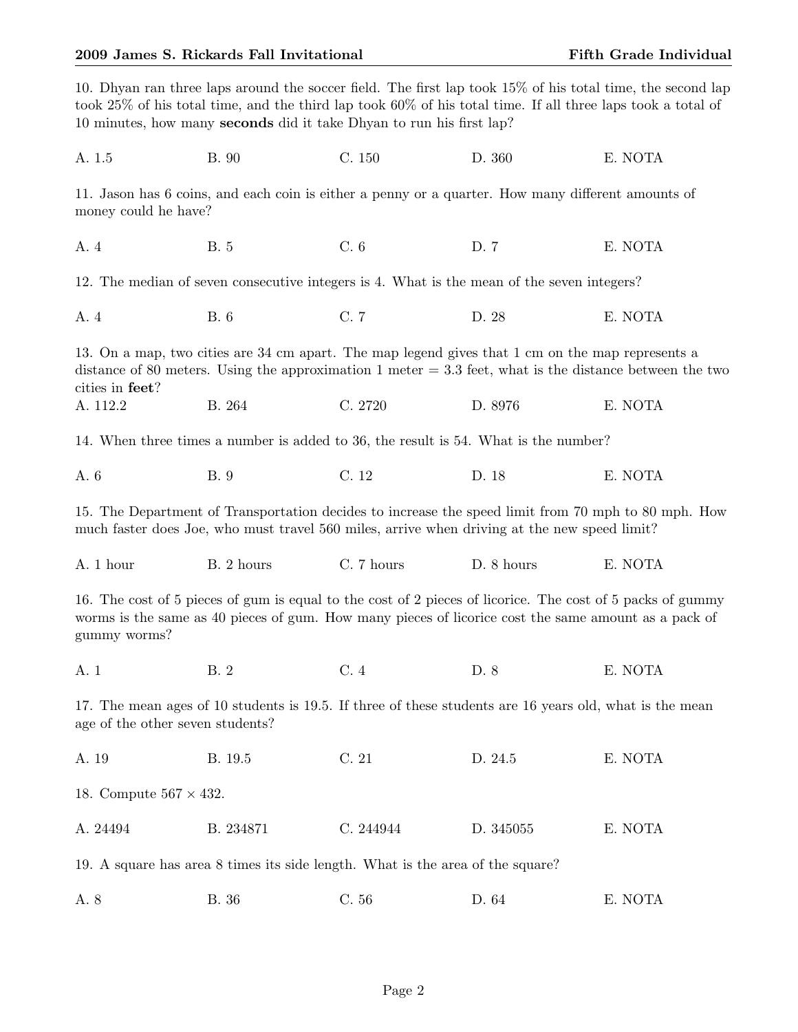10. Dhyan ran three laps around the soccer field. The first lap took 15% of his total time, the second lap took 25% of his total time, and the third lap took 60% of his total time. If all three laps took a total of 10 minutes, how many **seconds** did it take Dhyan to run his first lap?

A. 1.5 B. 90 C. 150 D. 360 E. NOTA

11. Jason has 6 coins, and each coin is either a penny or a quarter. How many different amounts of money could he have?

A. 4 B. 5 C. 6 D. 7 E. NOTA

12. The median of seven consecutive integers is 4. What is the mean of the seven integers?

A. 4 B. 6 C. 7 D. 28 E. NOTA

13. On a map, two cities are 34 cm apart. The map legend gives that 1 cm on the map represents a distance of 80 meters. Using the approximation 1 meter = 3.3 feet, what is the distance between the two cities in **feet**?

A. 112.2 B. 264 C. 2720 D. 8976 E. NOTA

14. When three times a number is added to 36, the result is 54. What is the number?

A. 6 B. 9 C. 12 D. 18 E. NOTA

15. The Department of Transportation decides to increase the speed limit from 70 mph to 80 mph. How much faster does Joe, who must travel 560 miles, arrive when driving at the new speed limit?

A. 1 hour B. 2 hours C. 7 hours D. 8 hours E. NOTA

16. The cost of 5 pieces of gum is equal to the cost of 2 pieces of licorice. The cost of 5 packs of gummy worms is the same as 40 pieces of gum. How many pieces of licorice cost the same amount as a pack of gummy worms?

A. 1 B. 2 C. 4 D. 8 E. NOTA

17. The mean ages of 10 students is 19.5. If three of these students are 16 years old, what is the mean age of the other seven students?

A. 19 B. 19.5 C. 21 D. 24.5 E. NOTA

18. Compute $567 \times 432$.

A. 24494 B. 234871 C. 244944 D. 345055 E. NOTA

19. A square has area 8 times its side length. What is the area of the square?

A. 8 B. 36 C. 56 D. 64 E. NOTA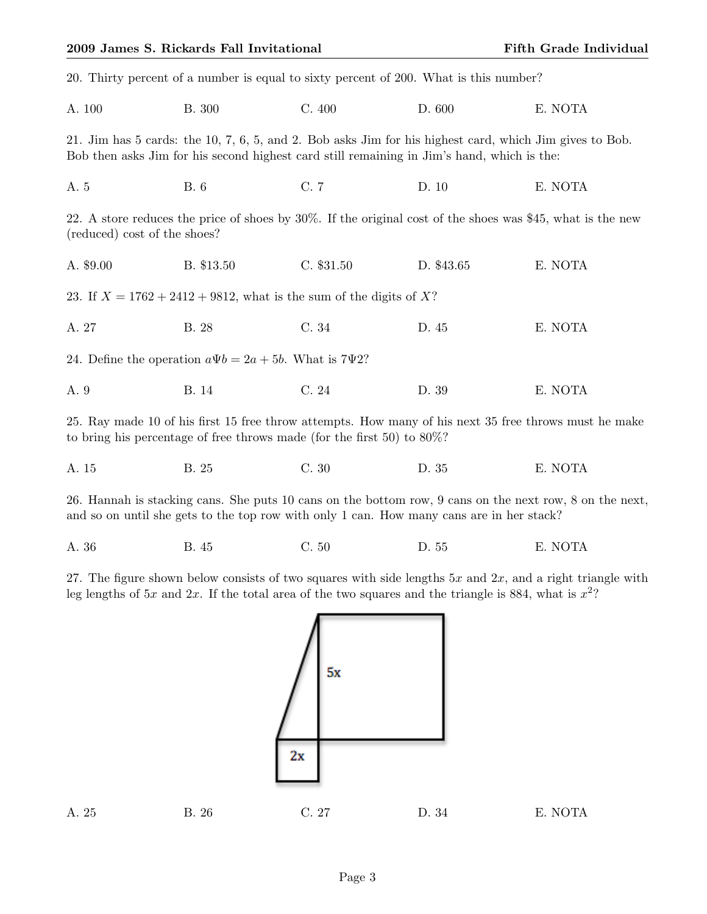20. Thirty percent of a number is equal to sixty percent of 200. What is this number?

A. 100 B. 300 C. 400 D. 600 E. NOTA

21. Jim has 5 cards: the 10, 7, 6, 5, and 2. Bob asks Jim for his highest card, which Jim gives to Bob. Bob then asks Jim for his second highest card still remaining in Jim's hand, which is the:

A. 5 B. 6 C. 7 D. 10 E. NOTA

22. A store reduces the price of shoes by 30%. If the original cost of the shoes was $45, what is the new (reduced) cost of the shoes?

A. $9.00 B. $13.50 C. $31.50 D. $43.65 E. NOTA

23. If $X = 1762 + 2412 + 9812$, what is the sum of the digits of $X$?

A. 27 B. 28 C. 34 D. 45 E. NOTA

24. Define the operation $a\Psi b = 2a + 5b$. What is $7\Psi 2$?

A. 9 B. 14 C. 24 D. 39 E. NOTA

25. Ray made 10 of his first 15 free throw attempts. How many of his next 35 free throws must he make to bring his percentage of free throws made (for the first 50) to 80%?

A. 15 B. 25 C. 30 D. 35 E. NOTA

26. Hannah is stacking cans. She puts 10 cans on the bottom row, 9 cans on the next row, 8 on the next, and so on until she gets to the top row with only 1 can. How many cans are in her stack?

A. 36 B. 45 C. 50 D. 55 E. NOTA

27. The figure shown below consists of two squares with side lengths $5x$ and $2x$, and a right triangle with leg lengths of $5x$ and $2x$. If the total area of the two squares and the triangle is 884, what is $x^2$?

A. 25 B. 26 C. 27 D. 34 E. NOTA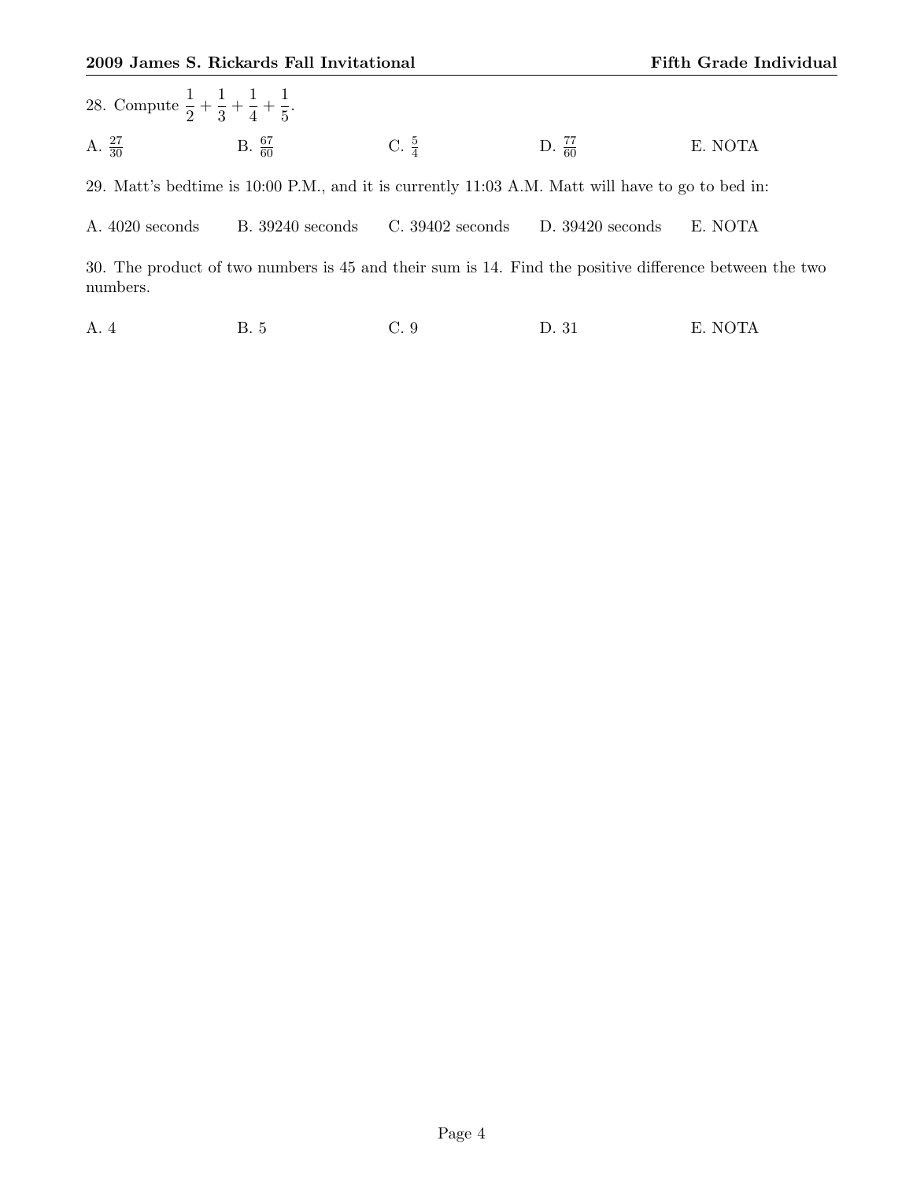28. Compute $\frac{1}{2} + \frac{1}{3} + \frac{1}{4} + \frac{1}{5}$.

A. $\frac{27}{30}$ B. $\frac{67}{60}$ C. $\frac{5}{4}$ D. $\frac{77}{60}$ E. NOTA

29. Matt's bedtime is 10:00 P.M., and it is currently 11:03 A.M. Matt will have to go to bed in:

A. 4020 seconds B. 39240 seconds C. 39402 seconds D. 39420 seconds E. NOTA

30. The product of two numbers is 45 and their sum is 14. Find the positive difference between the two numbers.

A. 4 B. 5 C. 9 D. 31 E. NOTA